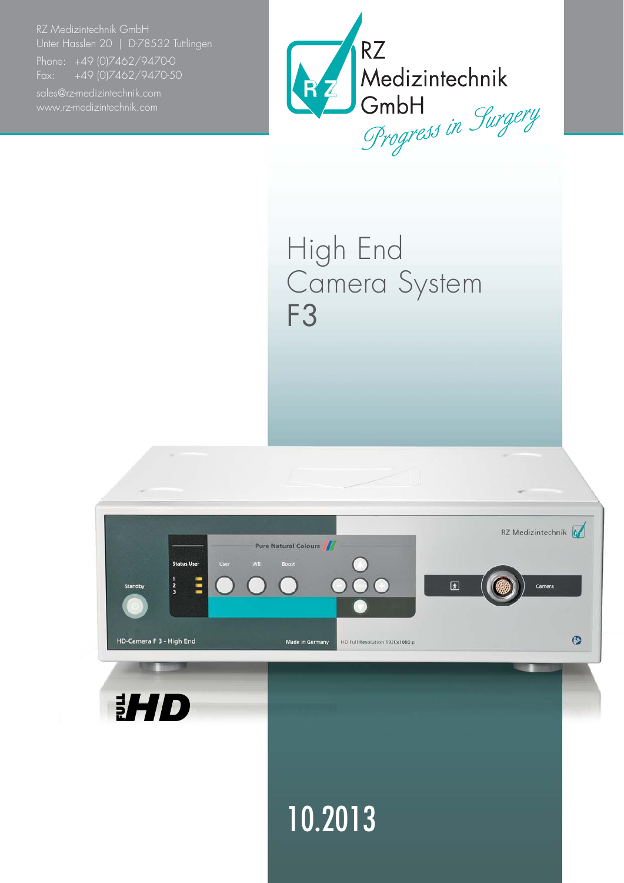RZ Medizintechnik GmbH
Unter Hasslen 20 | D-78532 Tuttlingen
Phone: +49 (0)7462/9470-0
Fax: +49 (0)7462/9470-50
sales@rz-medizintechnik.com
www.rz-medizintechnik.com

RZ Medizintechnik GmbH
*Progress in Surgery*

# High End Camera System F3

10.2013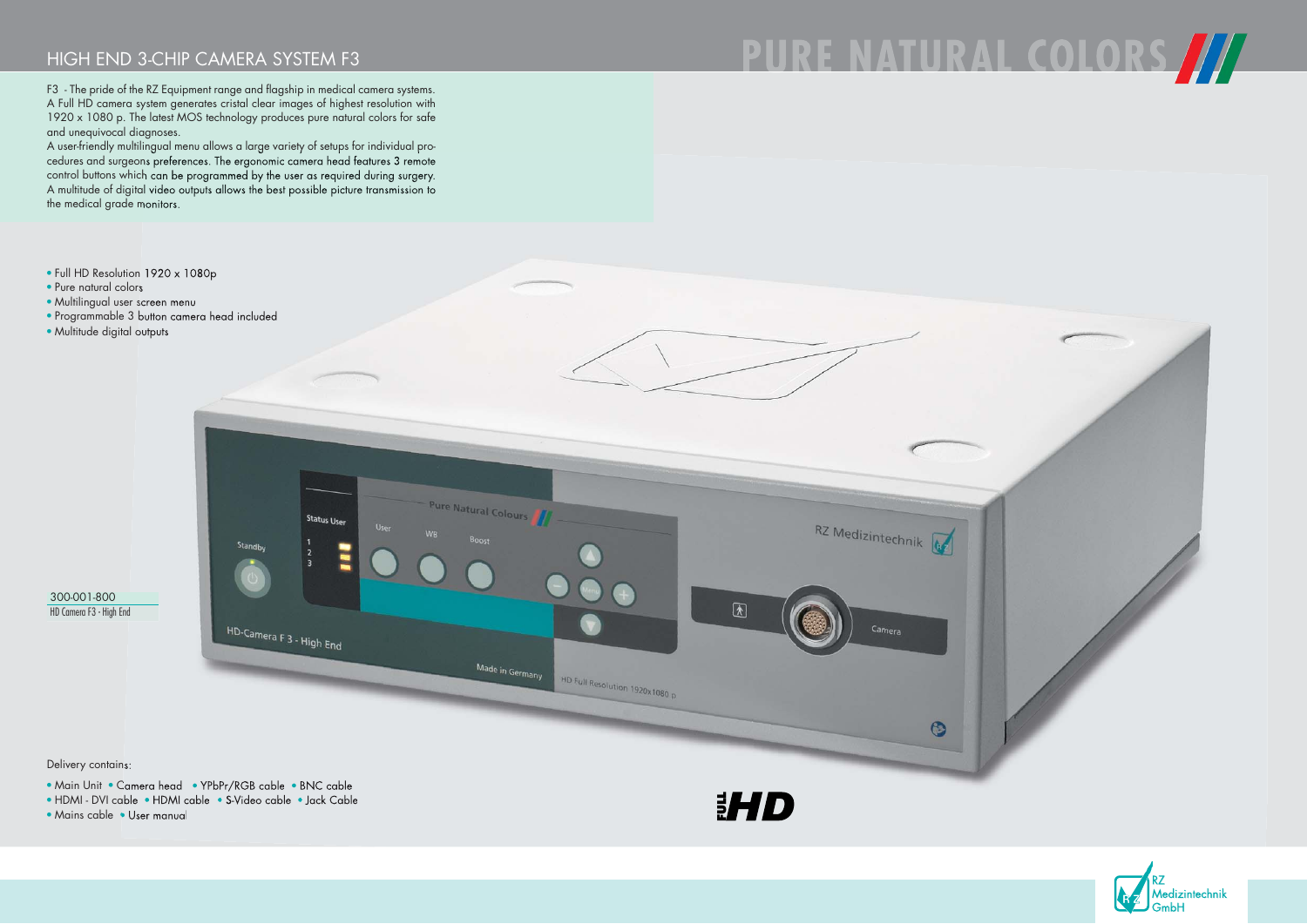# HIGH END 3-CHIP CAMERA SYSTEM F3

## PURE NATURAL COLORS

F3 - The pride of the RZ Equipment range and flagship in medical camera systems. A Full HD camera system generates cristal clear images of highest resolution with 1920 x 1080 p. The latest MOS technology produces pure natural colors for safe and unequivocal diagnoses.
A user-friendly multilingual menu allows a large variety of setups for individual procedures and surgeons preferences. The ergonomic camera head features 3 remote control buttons which can be programmed by the user as required during surgery. A multitude of digital video outputs allows the best possible picture transmission to the medical grade monitors.

- Full HD Resolution 1920 x 1080p
- Pure natural colors
- Multilingual user screen menu
- Programmable 3 button camera head included
- Multitude digital outputs

300-001-800
HD Camera F3 - High End

Delivery contains:

- Main Unit
- Camera head
- YPbPr/RGB cable
- BNC cable
- HDMI - DVI cable
- HDMI cable
- S-Video cable
- Jack Cable
- Mains cable
- User manual

FULL HD

RZ Medizintechnik GmbH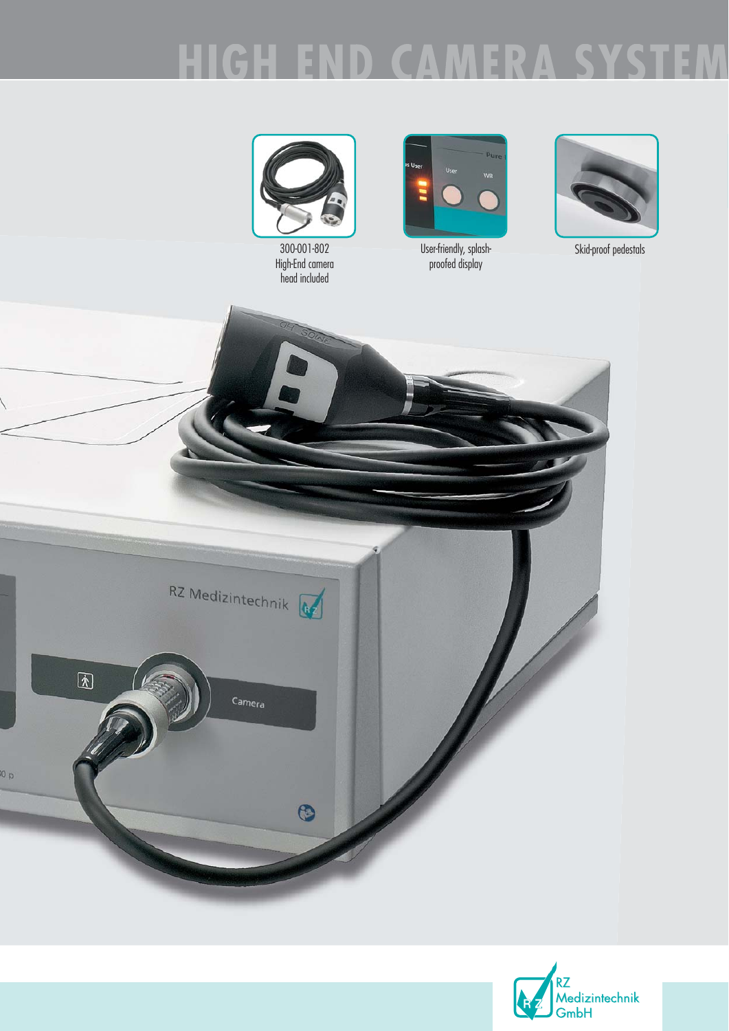# HIGH END CAMERA SYSTEM

300-001-802
High-End camera head included

User-friendly, splash-proofed display

Skid-proof pedestals

RZ Medizintechnik GmbH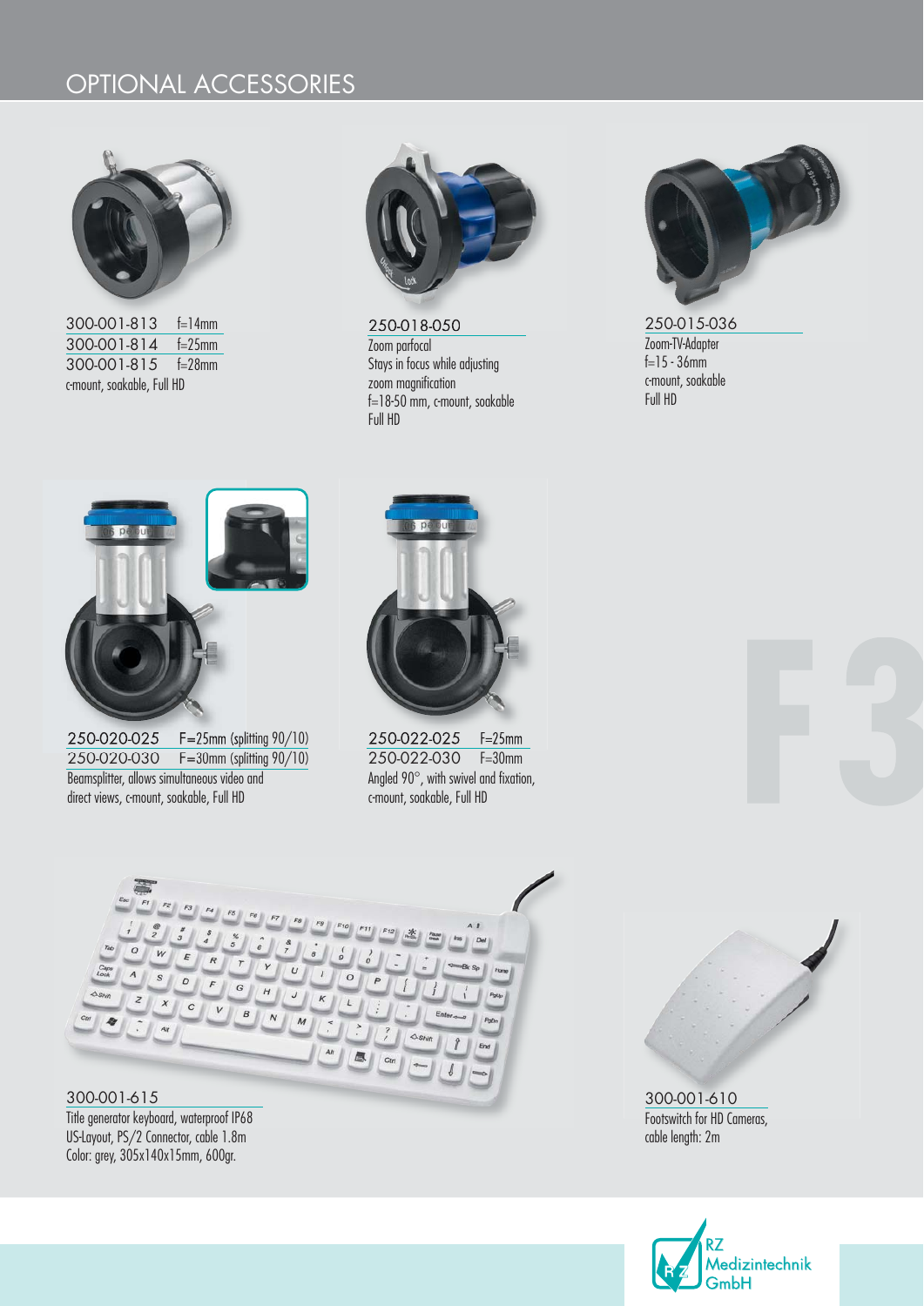# OPTIONAL ACCESSORIES

300-001-813 f=14mm
300-001-814 f=25mm
300-001-815 f=28mm
c-mount, soakable, Full HD

250-018-050
Zoom parfocal
Stays in focus while adjusting zoom magnification
f=18-50 mm, c-mount, soakable
Full HD

250-015-036
Zoom-TV-Adapter
f=15 - 36mm
c-mount, soakable
Full HD

250-020-025 F=25mm (splitting 90/10)
250-020-030 F=30mm (splitting 90/10)
Beamsplitter, allows simultaneous video and direct views, c-mount, soakable, Full HD

250-022-025 F=25mm
250-022-030 F=30mm
Angled 90°, with swivel and fixation, c-mount, soakable, Full HD

F3

300-001-615
Title generator keyboard, waterproof IP68
US-Layout, PS/2 Connector, cable 1.8m
Color: grey, 305x140x15mm, 600gr.

300-001-610
Footswitch for HD Cameras,
cable length: 2m

RZ Medizintechnik GmbH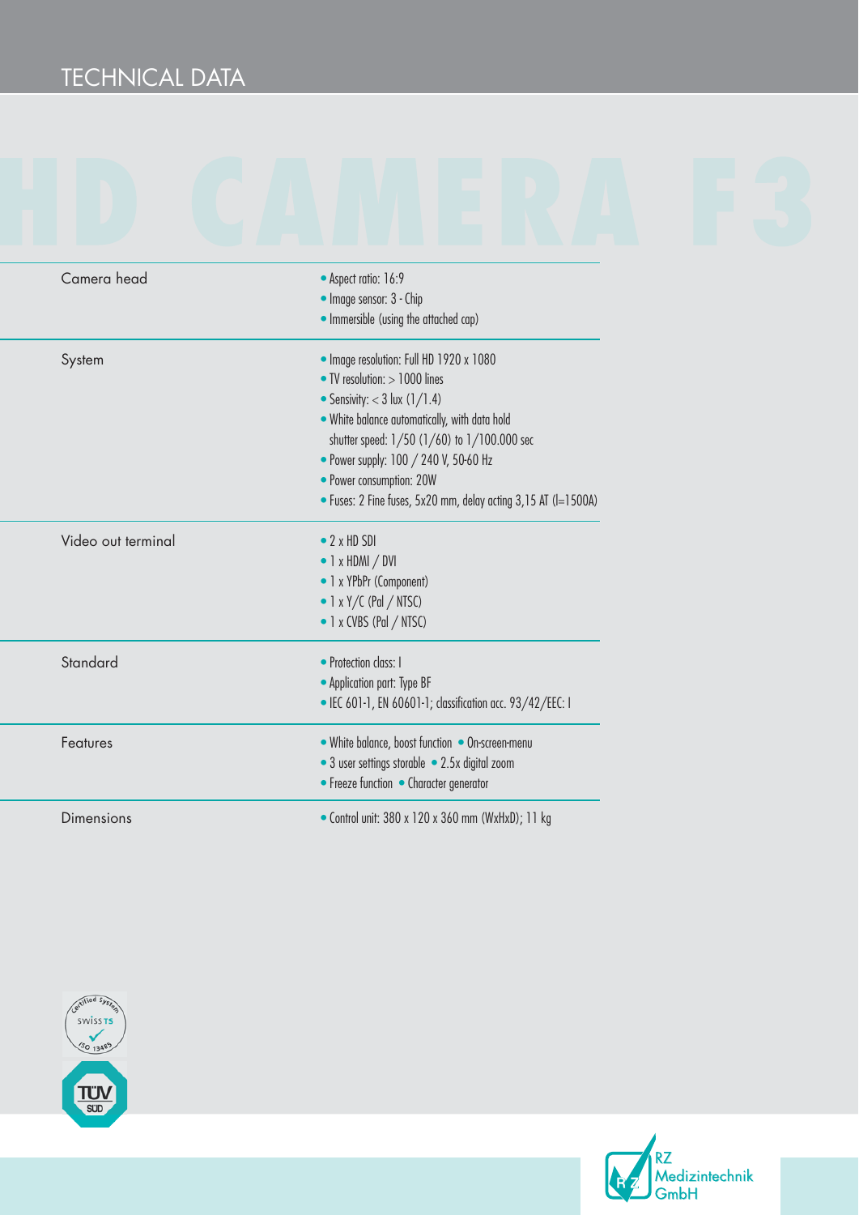# TECHNICAL DATA

## HD CAMERA F3

| | |
|---|---|
| Camera head | • Aspect ratio: 16:9<br>• Image sensor: 3 - Chip<br>• Immersible (using the attached cap) |
| System | • Image resolution: Full HD 1920 x 1080<br>• TV resolution: > 1000 lines<br>• Sensivity: < 3 lux (1/1.4)<br>• White balance automatically, with data hold shutter speed: 1/50 (1/60) to 1/100.000 sec<br>• Power supply: 100 / 240 V, 50-60 Hz<br>• Power consumption: 20W<br>• Fuses: 2 Fine fuses, 5x20 mm, delay acting 3,15 AT (I=1500A) |
| Video out terminal | • 2 x HD SDI<br>• 1 x HDMI / DVI<br>• 1 x YPbPr (Component)<br>• 1 x Y/C (Pal / NTSC)<br>• 1 x CVBS (Pal / NTSC) |
| Standard | • Protection class: I<br>• Application part: Type BF<br>• IEC 601-1, EN 60601-1; classification acc. 93/42/EEC: I |
| Features | • White balance, boost function • On-screen-menu<br>• 3 user settings storable • 2.5x digital zoom<br>• Freeze function • Character generator |
| Dimensions | • Control unit: 380 x 120 x 360 mm (WxHxD); 11 kg |

Certified System swiss TS ISO 13485

TÜV SÜD

RZ Medizintechnik GmbH